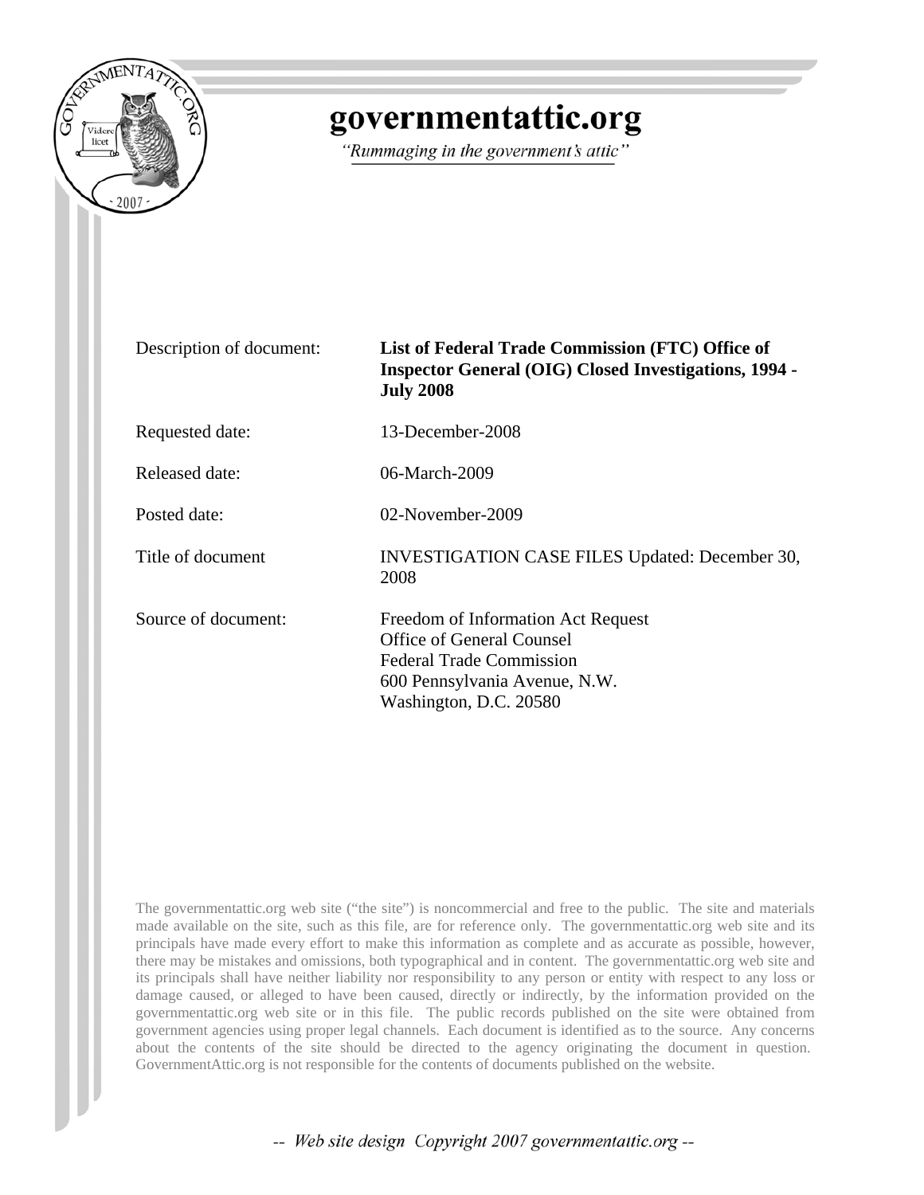# governmentattic.org

*"Rummaging in the government's attic"*

| | |
|---|---|
| Description of document: | **List of Federal Trade Commission (FTC) Office of Inspector General (OIG) Closed Investigations, 1994 - July 2008** |
| Requested date: | 13-December-2008 |
| Released date: | 06-March-2009 |
| Posted date: | 02-November-2009 |
| Title of document | INVESTIGATION CASE FILES Updated: December 30, 2008 |
| Source of document: | Freedom of Information Act Request<br>Office of General Counsel<br>Federal Trade Commission<br>600 Pennsylvania Avenue, N.W.<br>Washington, D.C. 20580 |

The governmentattic.org web site ("the site") is noncommercial and free to the public. The site and materials made available on the site, such as this file, are for reference only. The governmentattic.org web site and its principals have made every effort to make this information as complete and as accurate as possible, however, there may be mistakes and omissions, both typographical and in content. The governmentattic.org web site and its principals shall have neither liability nor responsibility to any person or entity with respect to any loss or damage caused, or alleged to have been caused, directly or indirectly, by the information provided on the governmentattic.org web site or in this file. The public records published on the site were obtained from government agencies using proper legal channels. Each document is identified as to the source. Any concerns about the contents of the site should be directed to the agency originating the document in question. GovernmentAttic.org is not responsible for the contents of documents published on the website.

*-- Web site design Copyright 2007 governmentattic.org --*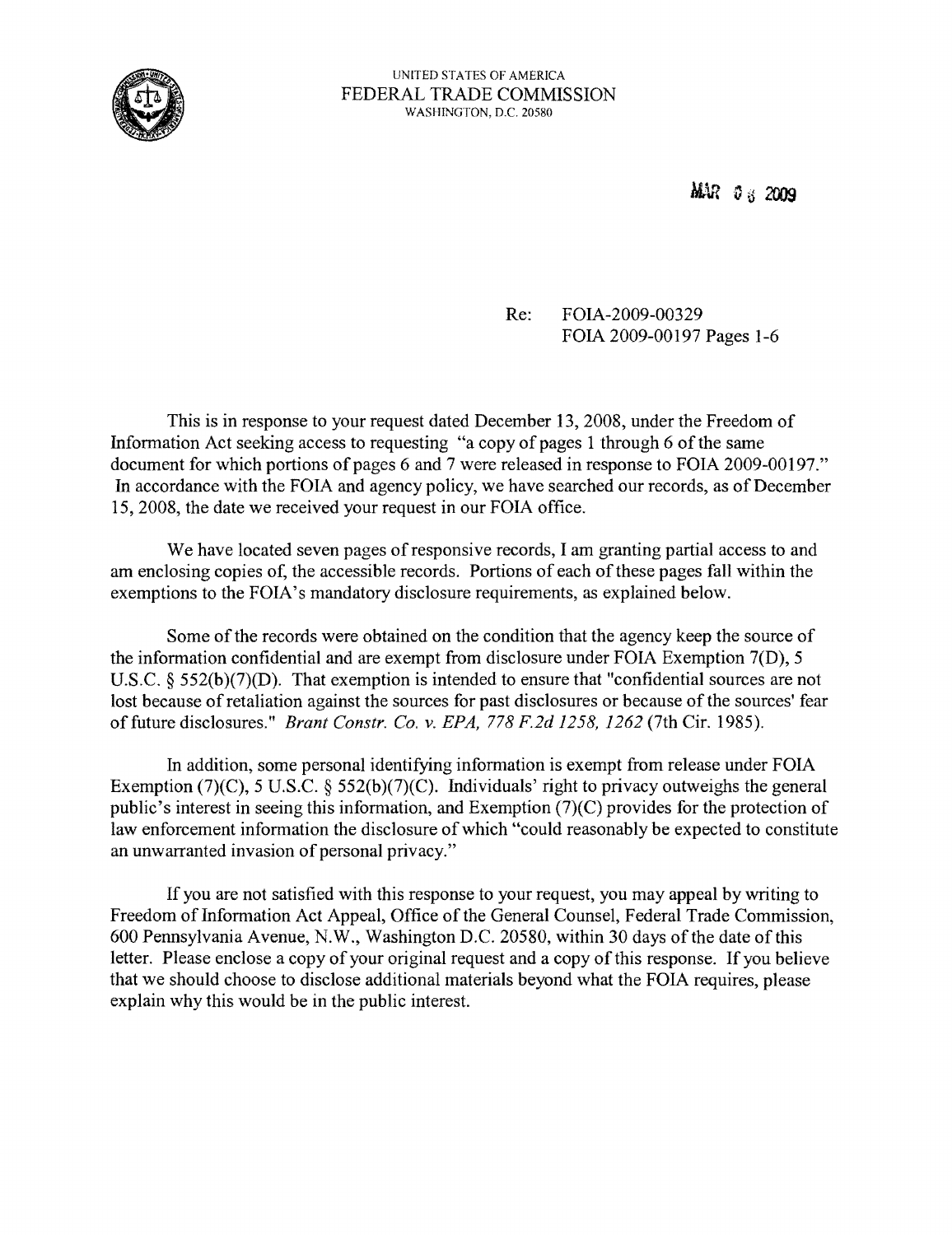UNITED STATES OF AMERICA
FEDERAL TRADE COMMISSION
WASHINGTON, D.C. 20580

MAR 0 6 2009

Re: FOIA-2009-00329
FOIA 2009-00197 Pages 1-6

This is in response to your request dated December 13, 2008, under the Freedom of Information Act seeking access to requesting "a copy of pages 1 through 6 of the same document for which portions of pages 6 and 7 were released in response to FOIA 2009-00197." In accordance with the FOIA and agency policy, we have searched our records, as of December 15, 2008, the date we received your request in our FOIA office.

We have located seven pages of responsive records, I am granting partial access to and am enclosing copies of, the accessible records. Portions of each of these pages fall within the exemptions to the FOIA's mandatory disclosure requirements, as explained below.

Some of the records were obtained on the condition that the agency keep the source of the information confidential and are exempt from disclosure under FOIA Exemption 7(D), 5 U.S.C. § 552(b)(7)(D). That exemption is intended to ensure that "confidential sources are not lost because of retaliation against the sources for past disclosures or because of the sources' fear of future disclosures." *Brant Constr. Co. v. EPA, 778 F.2d 1258, 1262* (7th Cir. 1985).

In addition, some personal identifying information is exempt from release under FOIA Exemption (7)(C), 5 U.S.C. § 552(b)(7)(C). Individuals' right to privacy outweighs the general public's interest in seeing this information, and Exemption (7)(C) provides for the protection of law enforcement information the disclosure of which "could reasonably be expected to constitute an unwarranted invasion of personal privacy."

If you are not satisfied with this response to your request, you may appeal by writing to Freedom of Information Act Appeal, Office of the General Counsel, Federal Trade Commission, 600 Pennsylvania Avenue, N.W., Washington D.C. 20580, within 30 days of the date of this letter. Please enclose a copy of your original request and a copy of this response. If you believe that we should choose to disclose additional materials beyond what the FOIA requires, please explain why this would be in the public interest.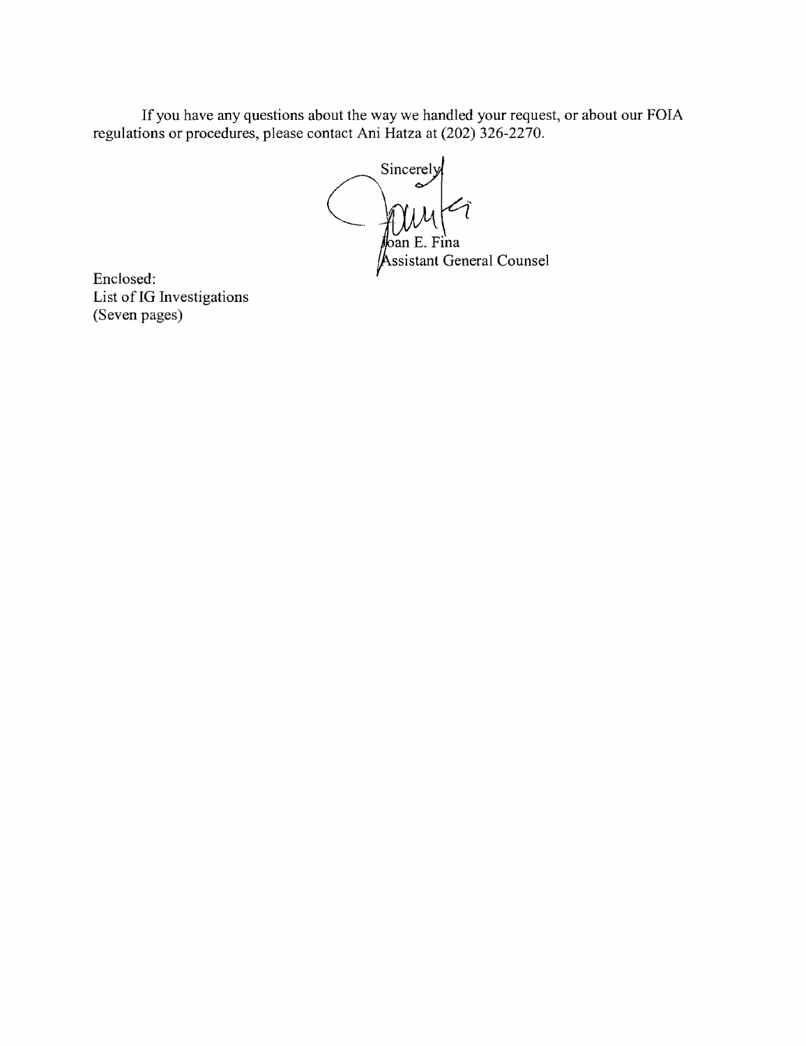If you have any questions about the way we handled your request, or about our FOIA regulations or procedures, please contact Ani Hatza at (202) 326-2270.

Sincerely,

Joan E. Fina
Assistant General Counsel

Enclosed:
List of IG Investigations
(Seven pages)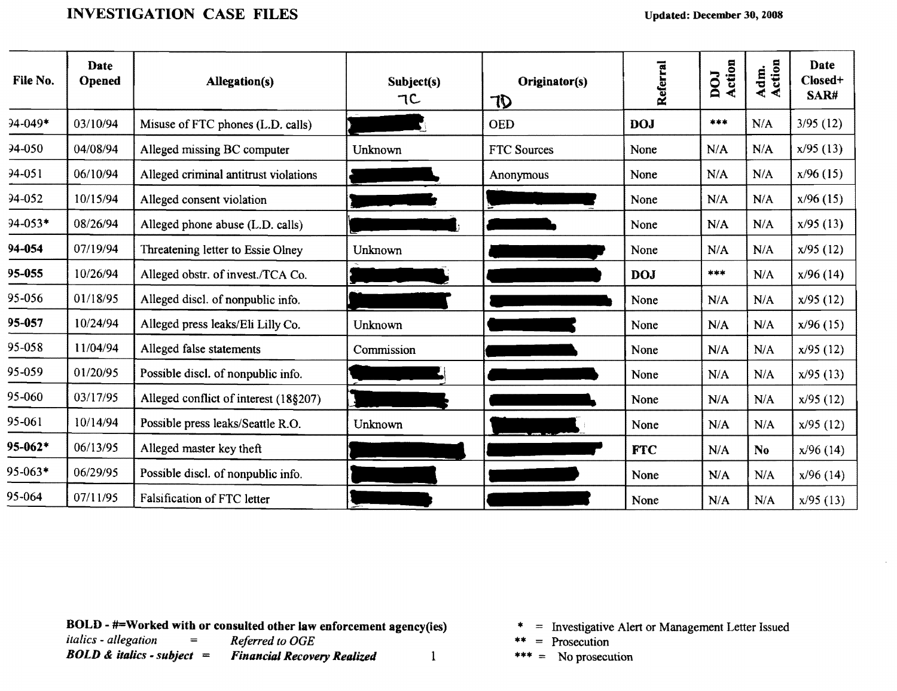# INVESTIGATION CASE FILES

**Updated: December 30, 2008**

| File No. | Date Opened | Allegation(s) | Subject(s) 7C | Originator(s) 7D | Referral | DOJ Action | Adm. Action | Date Closed+ SAR# |
|---|---|---|---|---|---|---|---|---|
| 94-049* | 03/10/94 | Misuse of FTC phones (L.D. calls) | [redacted] | OED | **DOJ** | *** | N/A | 3/95 (12) |
| 94-050 | 04/08/94 | Alleged missing BC computer | Unknown | FTC Sources | None | N/A | N/A | x/95 (13) |
| 94-051 | 06/10/94 | Alleged criminal antitrust violations | [redacted] | Anonymous | None | N/A | N/A | x/96 (15) |
| 94-052 | 10/15/94 | Alleged consent violation | [redacted] | [redacted] | None | N/A | N/A | x/96 (15) |
| 94-053* | 08/26/94 | Alleged phone abuse (L.D. calls) | [redacted] | [redacted] | None | N/A | N/A | x/95 (13) |
| **94-054** | 07/19/94 | Threatening letter to Essie Olney | Unknown | [redacted] | None | N/A | N/A | x/95 (12) |
| **95-055** | 10/26/94 | Alleged obstr. of invest./TCA Co. | [redacted] | [redacted] | **DOJ** | *** | N/A | x/96 (14) |
| 95-056 | 01/18/95 | Alleged discl. of nonpublic info. | [redacted] | [redacted] | None | N/A | N/A | x/95 (12) |
| **95-057** | 10/24/94 | Alleged press leaks/Eli Lilly Co. | Unknown | [redacted] | None | N/A | N/A | x/96 (15) |
| 95-058 | 11/04/94 | Alleged false statements | Commission | [redacted] | None | N/A | N/A | x/95 (12) |
| 95-059 | 01/20/95 | Possible discl. of nonpublic info. | [redacted] | [redacted] | None | N/A | N/A | x/95 (13) |
| 95-060 | 03/17/95 | Alleged conflict of interest (18§207) | [redacted] | [redacted] | None | N/A | N/A | x/95 (12) |
| 95-061 | 10/14/94 | Possible press leaks/Seattle R.O. | Unknown | [redacted] | None | N/A | N/A | x/95 (12) |
| **95-062*** | 06/13/95 | Alleged master key theft | [redacted] | [redacted] | **FTC** | N/A | **No** | x/96 (14) |
| 95-063* | 06/29/95 | Possible discl. of nonpublic info. | [redacted] | [redacted] | None | N/A | N/A | x/96 (14) |
| 95-064 | 07/11/95 | Falsification of FTC letter | [redacted] | [redacted] | None | N/A | N/A | x/95 (13) |

**BOLD - #=Worked with or consulted other law enforcement agency(ies)**
*italics - allegation* = *Referred to OGE*
***BOLD & italics - subject*** = ***Financial Recovery Realized***

\* = Investigative Alert or Management Letter Issued
\*\* = Prosecution
\*\*\* = No prosecution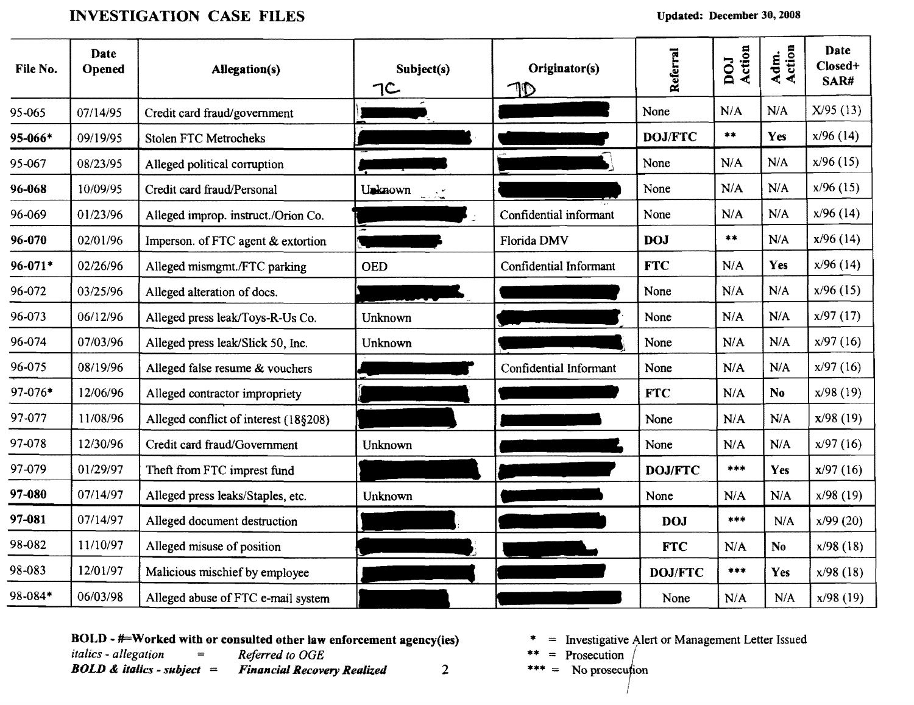# INVESTIGATION CASE FILES

**Updated: December 30, 2008**

| File No. | Date Opened | Allegation(s) | Subject(s) 7C | Originator(s) 7D | Referral | DOJ Action | Adm. Action | Date Closed+ SAR# |
|---|---|---|---|---|---|---|---|---|
| 95-065 | 07/14/95 | Credit card fraud/government | [redacted] | [redacted] | None | N/A | N/A | X/95 (13) |
| **95-066*** | 09/19/95 | Stolen FTC Metrocheks | [redacted] | [redacted] | **DOJ/FTC** | ** | **Yes** | x/96 (14) |
| 95-067 | 08/23/95 | Alleged political corruption | [redacted] | [redacted] | None | N/A | N/A | x/96 (15) |
| **96-068** | 10/09/95 | Credit card fraud/Personal | Unknown | [redacted] | None | N/A | N/A | x/96 (15) |
| 96-069 | 01/23/96 | Alleged improp. instruct./Orion Co. | [redacted] | Confidential informant | None | N/A | N/A | x/96 (14) |
| **96-070** | 02/01/96 | Imperson. of FTC agent & extortion | [redacted] | Florida DMV | **DOJ** | ** | N/A | x/96 (14) |
| **96-071*** | 02/26/96 | Alleged mismgmt./FTC parking | OED | Confidential Informant | **FTC** | N/A | **Yes** | x/96 (14) |
| 96-072 | 03/25/96 | Alleged alteration of docs. | [redacted] | [redacted] | None | N/A | N/A | x/96 (15) |
| 96-073 | 06/12/96 | Alleged press leak/Toys-R-Us Co. | Unknown | [redacted] | None | N/A | N/A | x/97 (17) |
| 96-074 | 07/03/96 | Alleged press leak/Slick 50, Inc. | Unknown | [redacted] | None | N/A | N/A | x/97 (16) |
| 96-075 | 08/19/96 | Alleged false resume & vouchers | [redacted] | Confidential Informant | None | N/A | N/A | x/97 (16) |
| 97-076* | 12/06/96 | Alleged contractor impropriety | [redacted] | [redacted] | **FTC** | N/A | **No** | x/98 (19) |
| 97-077 | 11/08/96 | Alleged conflict of interest (18§208) | [redacted] | [redacted] | None | N/A | N/A | x/98 (19) |
| 97-078 | 12/30/96 | Credit card fraud/Government | Unknown | [redacted] | None | N/A | N/A | x/97 (16) |
| 97-079 | 01/29/97 | Theft from FTC imprest fund | [redacted] | [redacted] | **DOJ/FTC** | *** | **Yes** | x/97 (16) |
| **97-080** | 07/14/97 | Alleged press leaks/Staples, etc. | Unknown | [redacted] | None | N/A | N/A | x/98 (19) |
| **97-081** | 07/14/97 | Alleged document destruction | [redacted] | [redacted] | **DOJ** | *** | N/A | x/99 (20) |
| 98-082 | 11/10/97 | Alleged misuse of position | [redacted] | [redacted] | **FTC** | N/A | **No** | x/98 (18) |
| 98-083 | 12/01/97 | Malicious mischief by employee | [redacted] | [redacted] | **DOJ/FTC** | *** | **Yes** | x/98 (18) |
| 98-084* | 06/03/98 | Alleged abuse of FTC e-mail system | [redacted] | [redacted] | None | N/A | N/A | x/98 (19) |

**BOLD - #=Worked with or consulted other law enforcement agency(ies)**
*italics - allegation = Referred to OGE*
***BOLD & italics - subject = Financial Recovery Realized***

\* = Investigative Alert or Management Letter Issued
\*\* = Prosecution
\*\*\* = No prosecution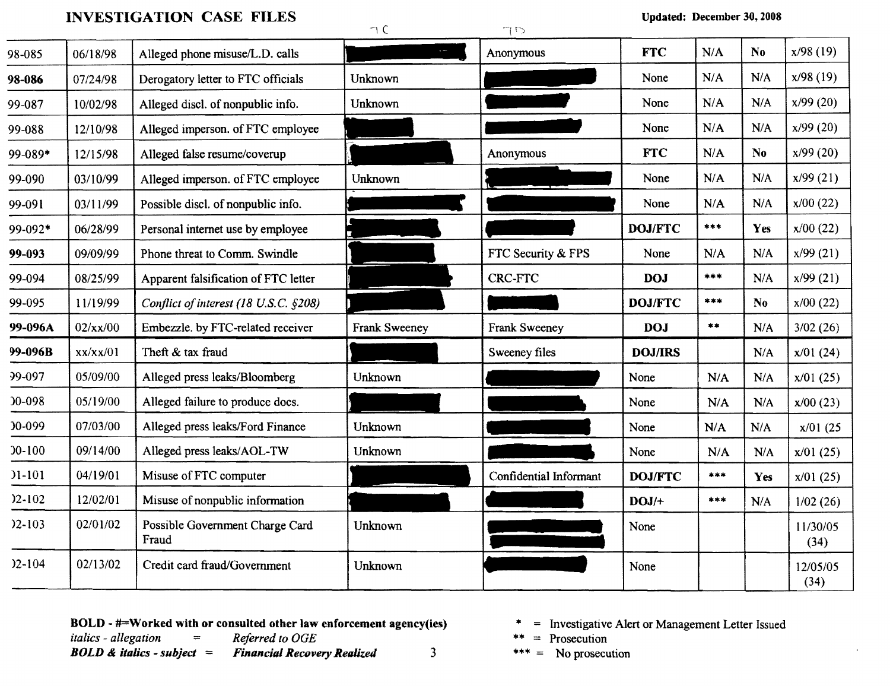# INVESTIGATION CASE FILES

**Updated: December 30, 2008**

| | | | | | | | | |
|---|---|---|---|---|---|---|---|---|
| 98-085 | 06/18/98 | Alleged phone misuse/L.D. calls | [redacted] | Anonymous | **FTC** | N/A | **No** | x/98 (19) |
| **98-086** | 07/24/98 | Derogatory letter to FTC officials | Unknown | [redacted] | None | N/A | N/A | x/98 (19) |
| 99-087 | 10/02/98 | Alleged discl. of nonpublic info. | Unknown | [redacted] | None | N/A | N/A | x/99 (20) |
| 99-088 | 12/10/98 | Alleged imperson. of FTC employee | [redacted] | [redacted] | None | N/A | N/A | x/99 (20) |
| 99-089* | 12/15/98 | Alleged false resume/coverup | [redacted] | Anonymous | **FTC** | N/A | **No** | x/99 (20) |
| 99-090 | 03/10/99 | Alleged imperson. of FTC employee | Unknown | [redacted] | None | N/A | N/A | x/99 (21) |
| 99-091 | 03/11/99 | Possible discl. of nonpublic info. | [redacted] | [redacted] | None | N/A | N/A | x/00 (22) |
| 99-092* | 06/28/99 | Personal internet use by employee | [redacted] | [redacted] | **DOJ/FTC** | *** | **Yes** | x/00 (22) |
| **99-093** | 09/09/99 | Phone threat to Comm. Swindle | [redacted] | FTC Security & FPS | None | N/A | N/A | x/99 (21) |
| 99-094 | 08/25/99 | Apparent falsification of FTC letter | [redacted] | CRC-FTC | **DOJ** | *** | N/A | x/99 (21) |
| 99-095 | 11/19/99 | *Conflict of interest (18 U.S.C. §208)* | [redacted] | [redacted] | **DOJ/FTC** | *** | **No** | x/00 (22) |
| **99-096A** | 02/xx/00 | Embezzle. by FTC-related receiver | Frank Sweeney | Frank Sweeney | **DOJ** | ** | N/A | 3/02 (26) |
| **99-096B** | xx/xx/01 | Theft & tax fraud | [redacted] | Sweeney files | **DOJ/IRS** | | N/A | x/01 (24) |
| 99-097 | 05/09/00 | Alleged press leaks/Bloomberg | Unknown | [redacted] | None | N/A | N/A | x/01 (25) |
| 00-098 | 05/19/00 | Alleged failure to produce docs. | [redacted] | [redacted] | None | N/A | N/A | x/00 (23) |
| 00-099 | 07/03/00 | Alleged press leaks/Ford Finance | Unknown | [redacted] | None | N/A | N/A | x/01 (25 |
| 00-100 | 09/14/00 | Alleged press leaks/AOL-TW | Unknown | [redacted] | None | N/A | N/A | x/01 (25) |
| 01-101 | 04/19/01 | Misuse of FTC computer | [redacted] | Confidential Informant | **DOJ/FTC** | *** | **Yes** | x/01 (25) |
| 02-102 | 12/02/01 | Misuse of nonpublic information | [redacted] | [redacted] | **DOJ/+** | *** | N/A | 1/02 (26) |
| 02-103 | 02/01/02 | Possible Government Charge Card Fraud | Unknown | [redacted] | None | | | 11/30/05 (34) |
| 02-104 | 02/13/02 | Credit card fraud/Government | Unknown | [redacted] | None | | | 12/05/05 (34) |

**BOLD - #=Worked with or consulted other law enforcement agency(ies)**
*italics - allegation* = *Referred to OGE*
***BOLD & italics - subject*** = ***Financial Recovery Realized***

\* = Investigative Alert or Management Letter Issued
\*\* = Prosecution
\*\*\* = No prosecution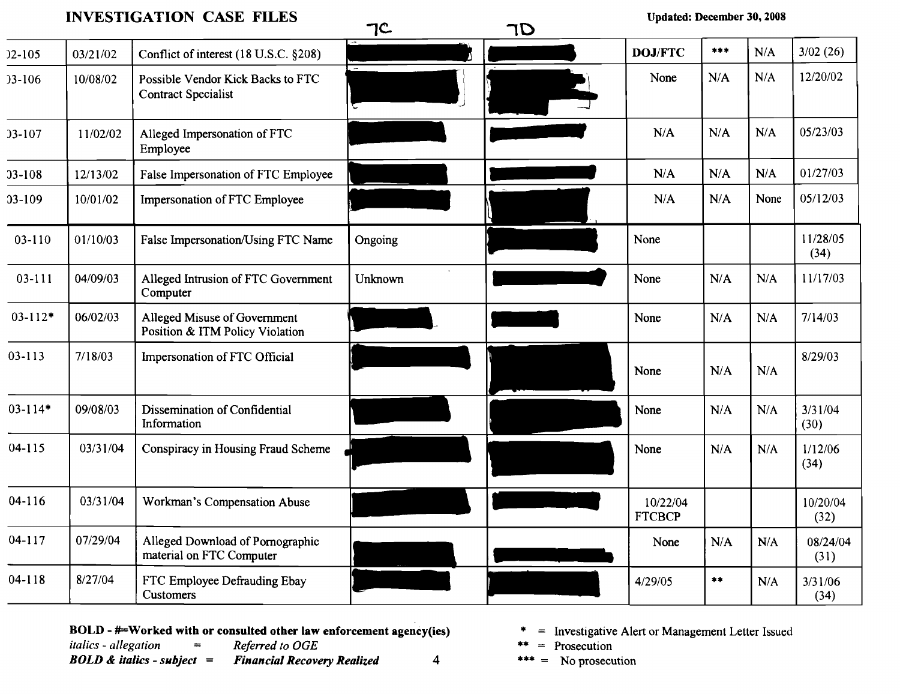# INVESTIGATION CASE FILES

**Updated: December 30, 2008**

| | | | 7C | 7D | | | | |
|---|---|---|---|---|---|---|---|---|
| )2-105 | 03/21/02 | Conflict of interest (18 U.S.C. §208) | [REDACTED] | [REDACTED] | **DOJ/FTC** | *** | N/A | 3/02 (26) |
| )3-106 | 10/08/02 | Possible Vendor Kick Backs to FTC Contract Specialist | [REDACTED] | [REDACTED] | None | N/A | N/A | 12/20/02 |
| )3-107 | 11/02/02 | Alleged Impersonation of FTC Employee | [REDACTED] | [REDACTED] | N/A | N/A | N/A | 05/23/03 |
| )3-108 | 12/13/02 | False Impersonation of FTC Employee | [REDACTED] | [REDACTED] | N/A | N/A | N/A | 01/27/03 |
| )3-109 | 10/01/02 | Impersonation of FTC Employee | [REDACTED] | [REDACTED] | N/A | N/A | None | 05/12/03 |
| 03-110 | 01/10/03 | False Impersonation/Using FTC Name | Ongoing | [REDACTED] | None | | | 11/28/05 (34) |
| 03-111 | 04/09/03 | Alleged Intrusion of FTC Government Computer | Unknown | [REDACTED] | None | N/A | N/A | 11/17/03 |
| 03-112* | 06/02/03 | Alleged Misuse of Government Position & ITM Policy Violation | [REDACTED] | [REDACTED] | None | N/A | N/A | 7/14/03 |
| 03-113 | 7/18/03 | Impersonation of FTC Official | [REDACTED] | [REDACTED] | None | N/A | N/A | 8/29/03 |
| 03-114* | 09/08/03 | Dissemination of Confidential Information | [REDACTED] | [REDACTED] | None | N/A | N/A | 3/31/04 (30) |
| 04-115 | 03/31/04 | Conspiracy in Housing Fraud Scheme | [REDACTED] | [REDACTED] | None | N/A | N/A | 1/12/06 (34) |
| 04-116 | 03/31/04 | Workman's Compensation Abuse | [REDACTED] | [REDACTED] | 10/22/04 FTCBCP | | | 10/20/04 (32) |
| 04-117 | 07/29/04 | Alleged Download of Pornographic material on FTC Computer | [REDACTED] | [REDACTED] | None | N/A | N/A | 08/24/04 (31) |
| 04-118 | 8/27/04 | FTC Employee Defrauding Ebay Customers | [REDACTED] | [REDACTED] | 4/29/05 | ** | N/A | 3/31/06 (34) |

**BOLD - #=Worked with or consulted other law enforcement agency(ies)**
*italics - allegation* = *Referred to OGE*
***BOLD & italics - subject*** = ***Financial Recovery Realized***

\* = Investigative Alert or Management Letter Issued
** = Prosecution
*** = No prosecution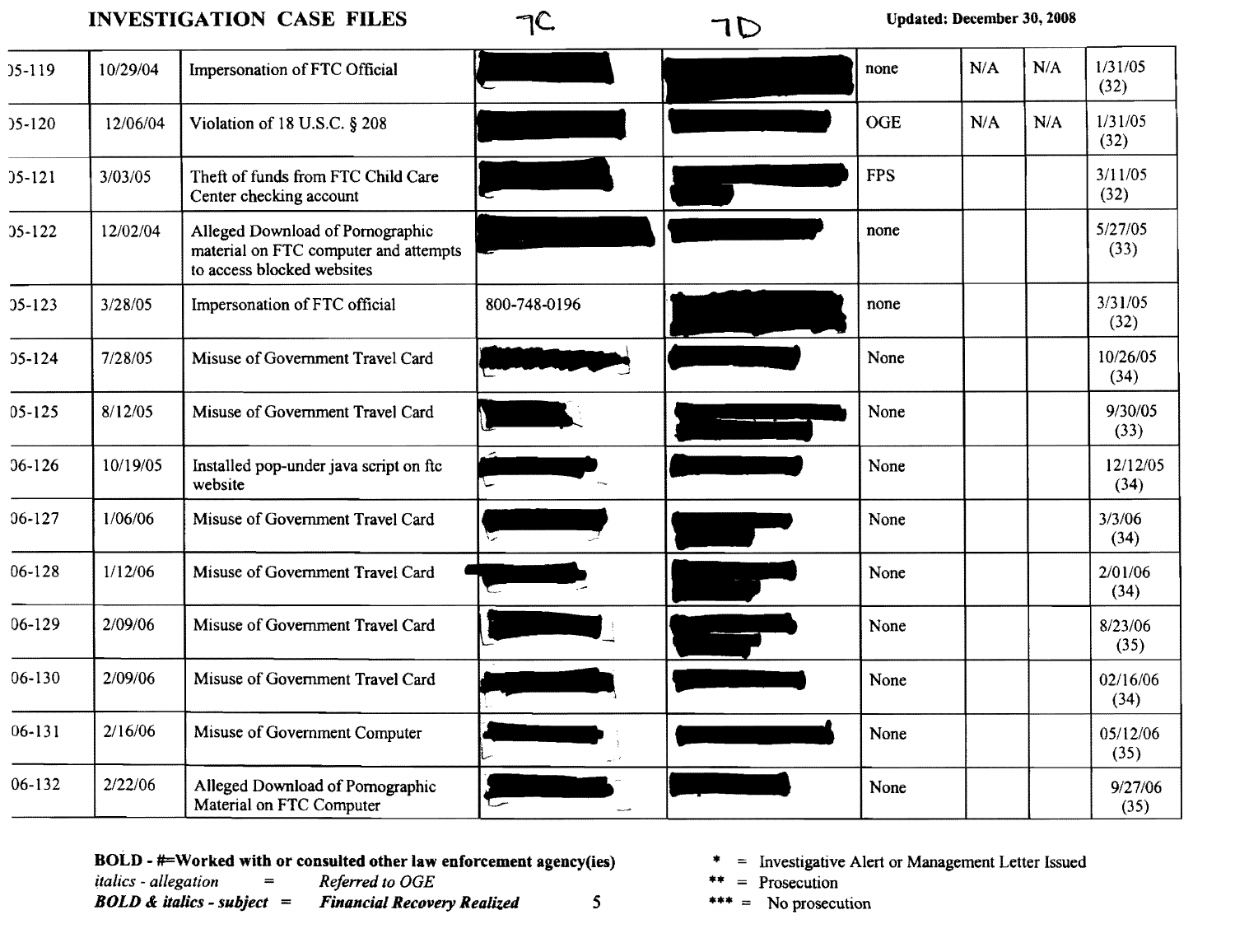# INVESTIGATION CASE FILES

7C 7D

**Updated: December 30, 2008**

| | | | | | | | | |
|---|---|---|---|---|---|---|---|---|
| 05-119 | 10/29/04 | Impersonation of FTC Official | [redacted] | [redacted] | none | N/A | N/A | 1/31/05 (32) |
| 05-120 | 12/06/04 | Violation of 18 U.S.C. § 208 | [redacted] | [redacted] | OGE | N/A | N/A | 1/31/05 (32) |
| 05-121 | 3/03/05 | Theft of funds from FTC Child Care Center checking account | [redacted] | [redacted] | FPS | | | 3/11/05 (32) |
| 05-122 | 12/02/04 | Alleged Download of Pornographic material on FTC computer and attempts to access blocked websites | [redacted] | [redacted] | none | | | 5/27/05 (33) |
| 05-123 | 3/28/05 | Impersonation of FTC official | 800-748-0196 | [redacted] | none | | | 3/31/05 (32) |
| 05-124 | 7/28/05 | Misuse of Government Travel Card | [redacted] | [redacted] | None | | | 10/26/05 (34) |
| 05-125 | 8/12/05 | Misuse of Government Travel Card | [redacted] | [redacted] | None | | | 9/30/05 (33) |
| 06-126 | 10/19/05 | Installed pop-under java script on ftc website | [redacted] | [redacted] | None | | | 12/12/05 (34) |
| 06-127 | 1/06/06 | Misuse of Government Travel Card | [redacted] | [redacted] | None | | | 3/3/06 (34) |
| 06-128 | 1/12/06 | Misuse of Government Travel Card | [redacted] | [redacted] | None | | | 2/01/06 (34) |
| 06-129 | 2/09/06 | Misuse of Government Travel Card | [redacted] | [redacted] | None | | | 8/23/06 (35) |
| 06-130 | 2/09/06 | Misuse of Government Travel Card | [redacted] | [redacted] | None | | | 02/16/06 (34) |
| 06-131 | 2/16/06 | Misuse of Government Computer | [redacted] | [redacted] | None | | | 05/12/06 (35) |
| 06-132 | 2/22/06 | Alleged Download of Pornographic Material on FTC Computer | [redacted] | [redacted] | None | | | 9/27/06 (35) |

**BOLD - #=Worked with or consulted other law enforcement agency(ies)**
*italics - allegation* = *Referred to OGE*
***BOLD & italics - subject*** = ***Financial Recovery Realized***

\* = Investigative Alert or Management Letter Issued
\*\* = Prosecution
\*\*\* = No prosecution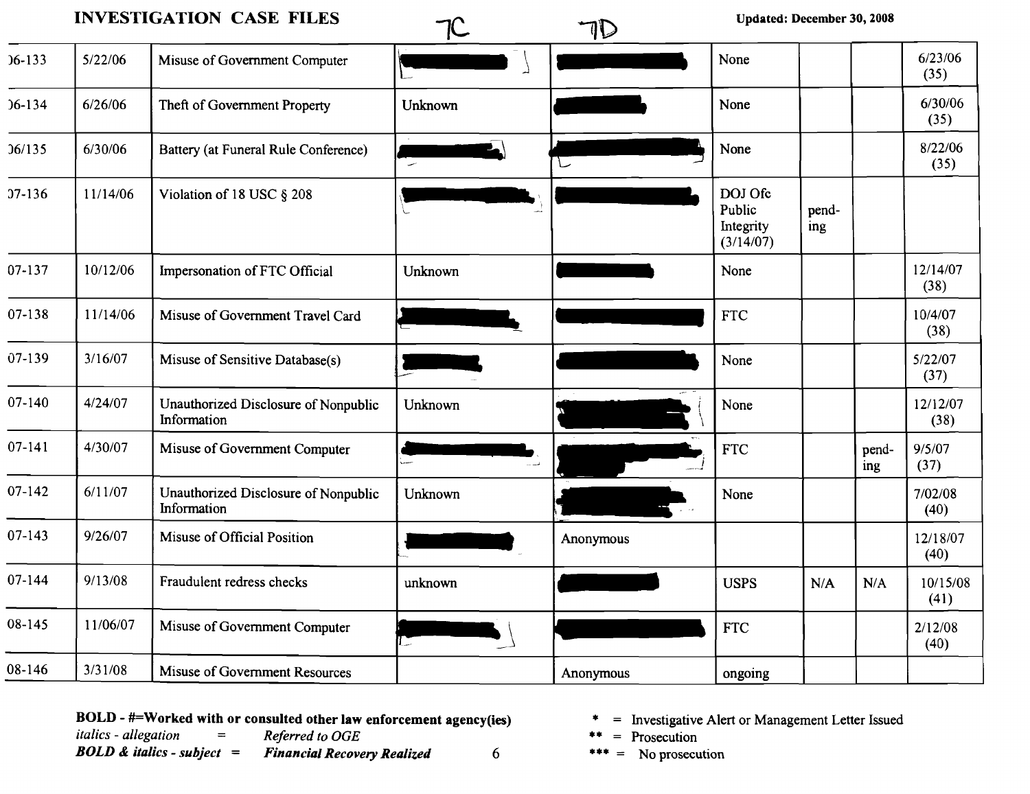# INVESTIGATION CASE FILES

Updated: December 30, 2008

| | | | 7C | 7D | | | | |
|---|---|---|---|---|---|---|---|---|
| )6-133 | 5/22/06 | Misuse of Government Computer | [REDACTED] | [REDACTED] | None | | | 6/23/06 (35) |
| )6-134 | 6/26/06 | Theft of Government Property | Unknown | [REDACTED] | None | | | 6/30/06 (35) |
| )6/135 | 6/30/06 | Battery (at Funeral Rule Conference) | [REDACTED] | [REDACTED] | None | | | 8/22/06 (35) |
| )7-136 | 11/14/06 | Violation of 18 USC § 208 | [REDACTED] | [REDACTED] | DOJ Ofc Public Integrity (3/14/07) | pend-ing | | |
| 07-137 | 10/12/06 | Impersonation of FTC Official | Unknown | [REDACTED] | None | | | 12/14/07 (38) |
| 07-138 | 11/14/06 | Misuse of Government Travel Card | [REDACTED] | [REDACTED] | FTC | | | 10/4/07 (38) |
| 07-139 | 3/16/07 | Misuse of Sensitive Database(s) | [REDACTED] | [REDACTED] | None | | | 5/22/07 (37) |
| 07-140 | 4/24/07 | Unauthorized Disclosure of Nonpublic Information | Unknown | [REDACTED] | None | | | 12/12/07 (38) |
| 07-141 | 4/30/07 | Misuse of Government Computer | [REDACTED] | [REDACTED] | FTC | | pend-ing | 9/5/07 (37) |
| 07-142 | 6/11/07 | Unauthorized Disclosure of Nonpublic Information | Unknown | [REDACTED] | None | | | 7/02/08 (40) |
| 07-143 | 9/26/07 | Misuse of Official Position | [REDACTED] | Anonymous | | | | 12/18/07 (40) |
| 07-144 | 9/13/08 | Fraudulent redress checks | unknown | [REDACTED] | USPS | N/A | N/A | 10/15/08 (41) |
| 08-145 | 11/06/07 | Misuse of Government Computer | [REDACTED] | [REDACTED] | FTC | | | 2/12/08 (40) |
| 08-146 | 3/31/08 | Misuse of Government Resources | | Anonymous | ongoing | | | |

**BOLD - #=Worked with or consulted other law enforcement agency(ies)**

*italics - allegation* = *Referred to OGE*

***BOLD & italics - subject*** = ***Financial Recovery Realized***

\* = Investigative Alert or Management Letter Issued

\*\* = Prosecution

\*\*\* = No prosecution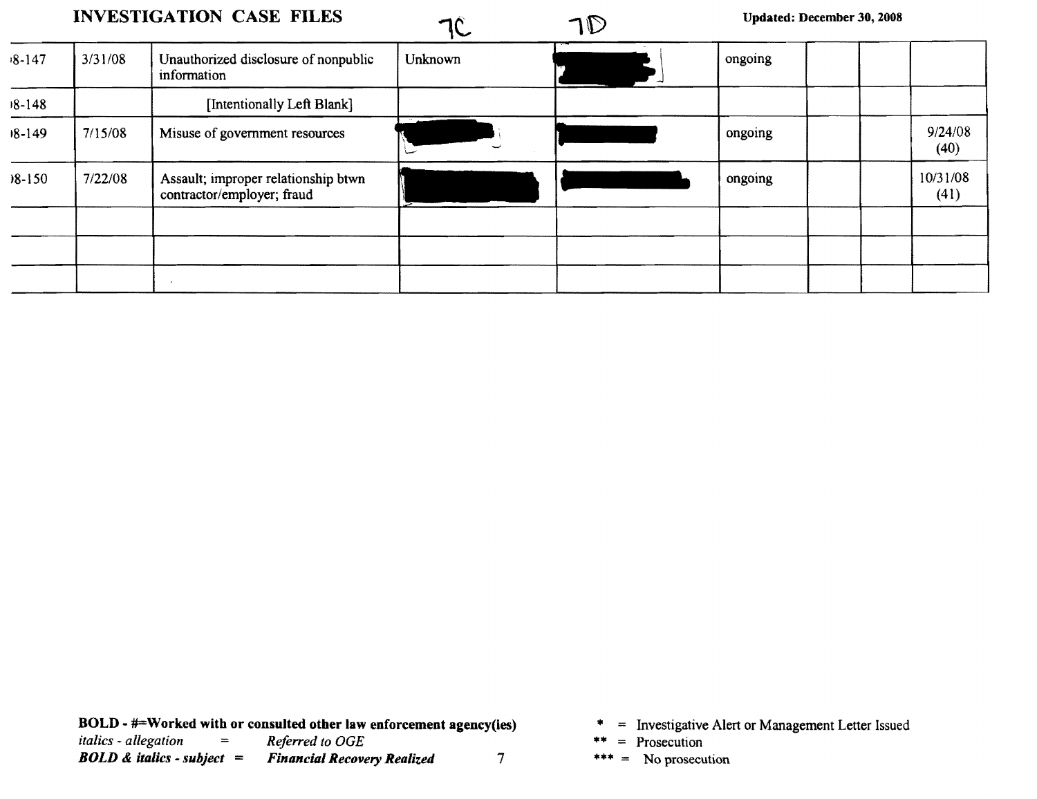## INVESTIGATION CASE FILES

7C 7D

Updated: December 30, 2008

| | | | | | | | | |
|---|---|---|---|---|---|---|---|---|
| 08-147 | 3/31/08 | Unauthorized disclosure of nonpublic information | Unknown | [redacted] | ongoing | | | |
| 08-148 | | [Intentionally Left Blank] | | | | | | |
| 08-149 | 7/15/08 | Misuse of government resources | [redacted] | [redacted] | ongoing | | | 9/24/08 (40) |
| 08-150 | 7/22/08 | Assault; improper relationship btwn contractor/employer; fraud | [redacted] | [redacted] | ongoing | | | 10/31/08 (41) |
| | | | | | | | | |
| | | | | | | | | |
| | | | | | | | | |

**BOLD - #=Worked with or consulted other law enforcement agency(ies)**
*italics - allegation* = *Referred to OGE*
***BOLD & italics - subject*** = ***Financial Recovery Realized***

* = Investigative Alert or Management Letter Issued
** = Prosecution
*** = No prosecution